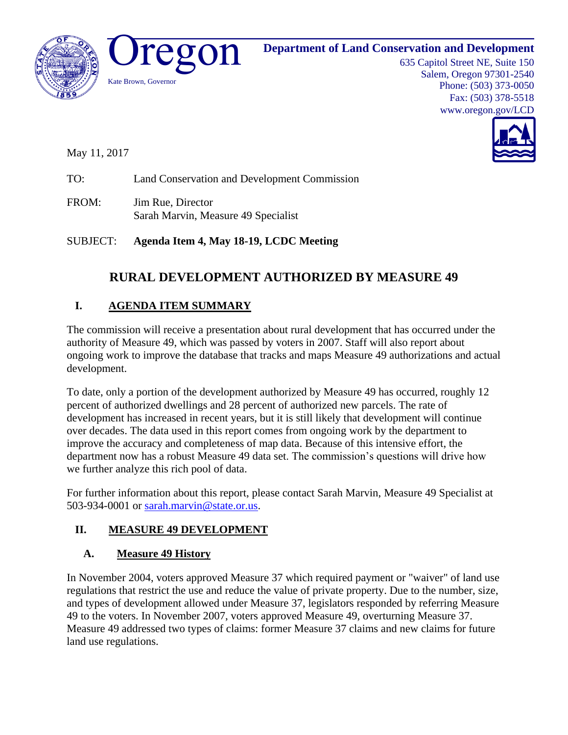Oregon

Kate Brown, Governor

**Department of Land Conservation and Development**
635 Capitol Street NE, Suite 150
Salem, Oregon 97301-2540
Phone: (503) 373-0050
Fax: (503) 378-5518
www.oregon.gov/LCD

May 11, 2017

TO: Land Conservation and Development Commission

FROM: Jim Rue, Director
Sarah Marvin, Measure 49 Specialist

SUBJECT: **Agenda Item 4, May 18-19, LCDC Meeting**

# RURAL DEVELOPMENT AUTHORIZED BY MEASURE 49

## I. AGENDA ITEM SUMMARY

The commission will receive a presentation about rural development that has occurred under the authority of Measure 49, which was passed by voters in 2007. Staff will also report about ongoing work to improve the database that tracks and maps Measure 49 authorizations and actual development.

To date, only a portion of the development authorized by Measure 49 has occurred, roughly 12 percent of authorized dwellings and 28 percent of authorized new parcels. The rate of development has increased in recent years, but it is still likely that development will continue over decades. The data used in this report comes from ongoing work by the department to improve the accuracy and completeness of map data. Because of this intensive effort, the department now has a robust Measure 49 data set. The commission's questions will drive how we further analyze this rich pool of data.

For further information about this report, please contact Sarah Marvin, Measure 49 Specialist at 503-934-0001 or sarah.marvin@state.or.us.

## II. MEASURE 49 DEVELOPMENT

### A. Measure 49 History

In November 2004, voters approved Measure 37 which required payment or "waiver" of land use regulations that restrict the use and reduce the value of private property. Due to the number, size, and types of development allowed under Measure 37, legislators responded by referring Measure 49 to the voters. In November 2007, voters approved Measure 49, overturning Measure 37. Measure 49 addressed two types of claims: former Measure 37 claims and new claims for future land use regulations.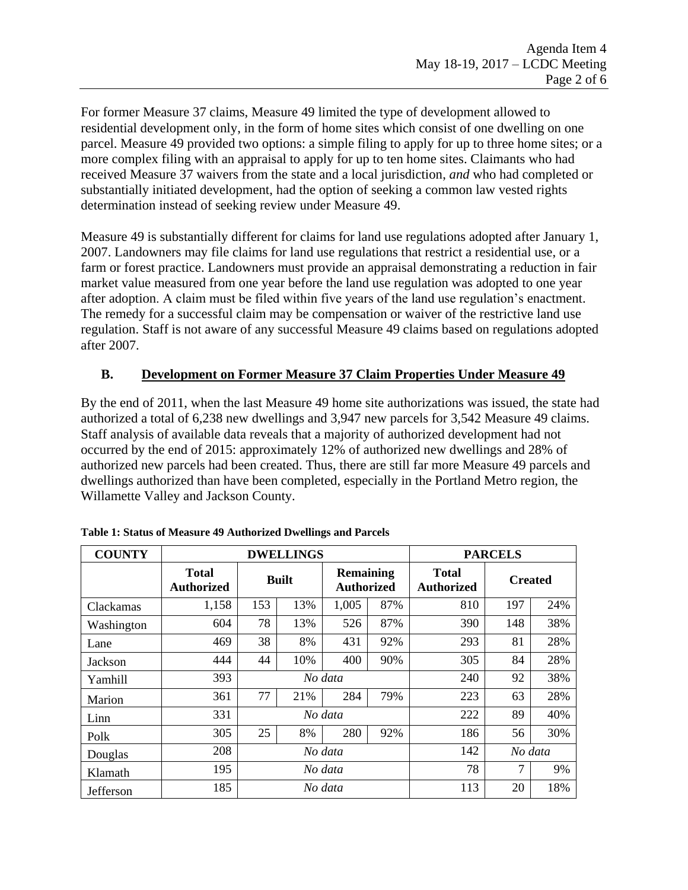For former Measure 37 claims, Measure 49 limited the type of development allowed to residential development only, in the form of home sites which consist of one dwelling on one parcel. Measure 49 provided two options: a simple filing to apply for up to three home sites; or a more complex filing with an appraisal to apply for up to ten home sites. Claimants who had received Measure 37 waivers from the state and a local jurisdiction, *and* who had completed or substantially initiated development, had the option of seeking a common law vested rights determination instead of seeking review under Measure 49.

Measure 49 is substantially different for claims for land use regulations adopted after January 1, 2007. Landowners may file claims for land use regulations that restrict a residential use, or a farm or forest practice. Landowners must provide an appraisal demonstrating a reduction in fair market value measured from one year before the land use regulation was adopted to one year after adoption. A claim must be filed within five years of the land use regulation's enactment. The remedy for a successful claim may be compensation or waiver of the restrictive land use regulation. Staff is not aware of any successful Measure 49 claims based on regulations adopted after 2007.

## B. Development on Former Measure 37 Claim Properties Under Measure 49

By the end of 2011, when the last Measure 49 home site authorizations was issued, the state had authorized a total of 6,238 new dwellings and 3,947 new parcels for 3,542 Measure 49 claims. Staff analysis of available data reveals that a majority of authorized development had not occurred by the end of 2015: approximately 12% of authorized new dwellings and 28% of authorized new parcels had been created. Thus, there are still far more Measure 49 parcels and dwellings authorized than have been completed, especially in the Portland Metro region, the Willamette Valley and Jackson County.

**Table 1: Status of Measure 49 Authorized Dwellings and Parcels**

| COUNTY | DWELLINGS | | | | | PARCELS | | |
|---|---|---|---|---|---|---|---|---|
| | Total Authorized | Built | | Remaining Authorized | | Total Authorized | Created | |
| Clackamas | 1,158 | 153 | 13% | 1,005 | 87% | 810 | 197 | 24% |
| Washington | 604 | 78 | 13% | 526 | 87% | 390 | 148 | 38% |
| Lane | 469 | 38 | 8% | 431 | 92% | 293 | 81 | 28% |
| Jackson | 444 | 44 | 10% | 400 | 90% | 305 | 84 | 28% |
| Yamhill | 393 | *No data* | | | | 240 | 92 | 38% |
| Marion | 361 | 77 | 21% | 284 | 79% | 223 | 63 | 28% |
| Linn | 331 | *No data* | | | | 222 | 89 | 40% |
| Polk | 305 | 25 | 8% | 280 | 92% | 186 | 56 | 30% |
| Douglas | 208 | *No data* | | | | 142 | *No data* | |
| Klamath | 195 | *No data* | | | | 78 | 7 | 9% |
| Jefferson | 185 | *No data* | | | | 113 | 20 | 18% |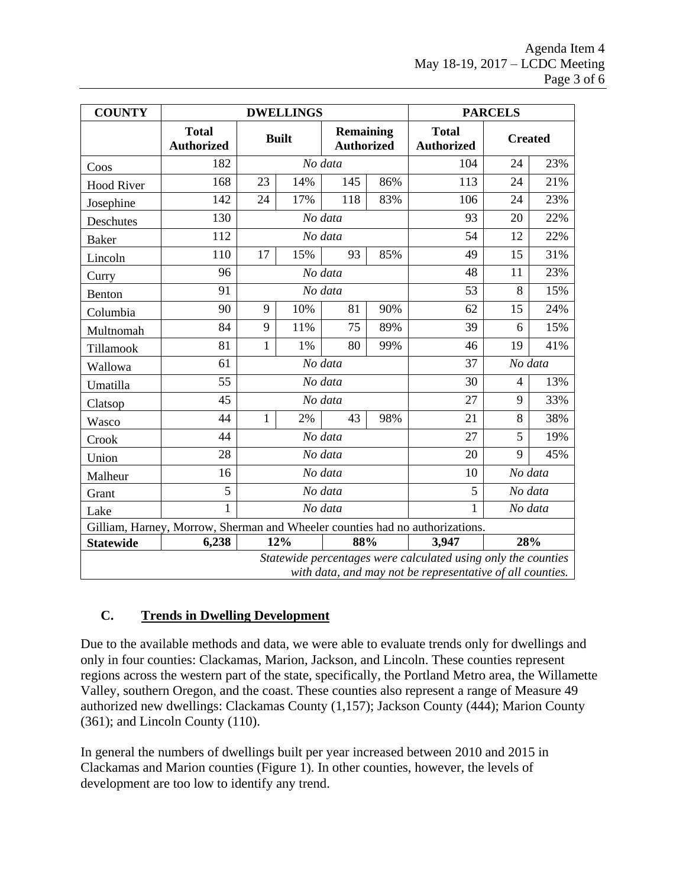| COUNTY | DWELLINGS | | | | | PARCELS | | |
|---|---|---|---|---|---|---|---|---|
| | Total Authorized | Built | | Remaining Authorized | | Total Authorized | Created | |
| Coos | 182 | *No data* | | | | 104 | 24 | 23% |
| Hood River | 168 | 23 | 14% | 145 | 86% | 113 | 24 | 21% |
| Josephine | 142 | 24 | 17% | 118 | 83% | 106 | 24 | 23% |
| Deschutes | 130 | *No data* | | | | 93 | 20 | 22% |
| Baker | 112 | *No data* | | | | 54 | 12 | 22% |
| Lincoln | 110 | 17 | 15% | 93 | 85% | 49 | 15 | 31% |
| Curry | 96 | *No data* | | | | 48 | 11 | 23% |
| Benton | 91 | *No data* | | | | 53 | 8 | 15% |
| Columbia | 90 | 9 | 10% | 81 | 90% | 62 | 15 | 24% |
| Multnomah | 84 | 9 | 11% | 75 | 89% | 39 | 6 | 15% |
| Tillamook | 81 | 1 | 1% | 80 | 99% | 46 | 19 | 41% |
| Wallowa | 61 | *No data* | | | | 37 | *No data* | |
| Umatilla | 55 | *No data* | | | | 30 | 4 | 13% |
| Clatsop | 45 | *No data* | | | | 27 | 9 | 33% |
| Wasco | 44 | 1 | 2% | 43 | 98% | 21 | 8 | 38% |
| Crook | 44 | *No data* | | | | 27 | 5 | 19% |
| Union | 28 | *No data* | | | | 20 | 9 | 45% |
| Malheur | 16 | *No data* | | | | 10 | *No data* | |
| Grant | 5 | *No data* | | | | 5 | *No data* | |
| Lake | 1 | *No data* | | | | 1 | *No data* | |
| Gilliam, Harney, Morrow, Sherman and Wheeler counties had no authorizations. | | | | | | | | |
| **Statewide** | **6,238** | **12%** | | **88%** | | **3,947** | **28%** | |
| *Statewide percentages were calculated using only the counties with data, and may not be representative of all counties.* | | | | | | | | |

## C. Trends in Dwelling Development

Due to the available methods and data, we were able to evaluate trends only for dwellings and only in four counties: Clackamas, Marion, Jackson, and Lincoln. These counties represent regions across the western part of the state, specifically, the Portland Metro area, the Willamette Valley, southern Oregon, and the coast. These counties also represent a range of Measure 49 authorized new dwellings: Clackamas County (1,157); Jackson County (444); Marion County (361); and Lincoln County (110).

In general the numbers of dwellings built per year increased between 2010 and 2015 in Clackamas and Marion counties (Figure 1). In other counties, however, the levels of development are too low to identify any trend.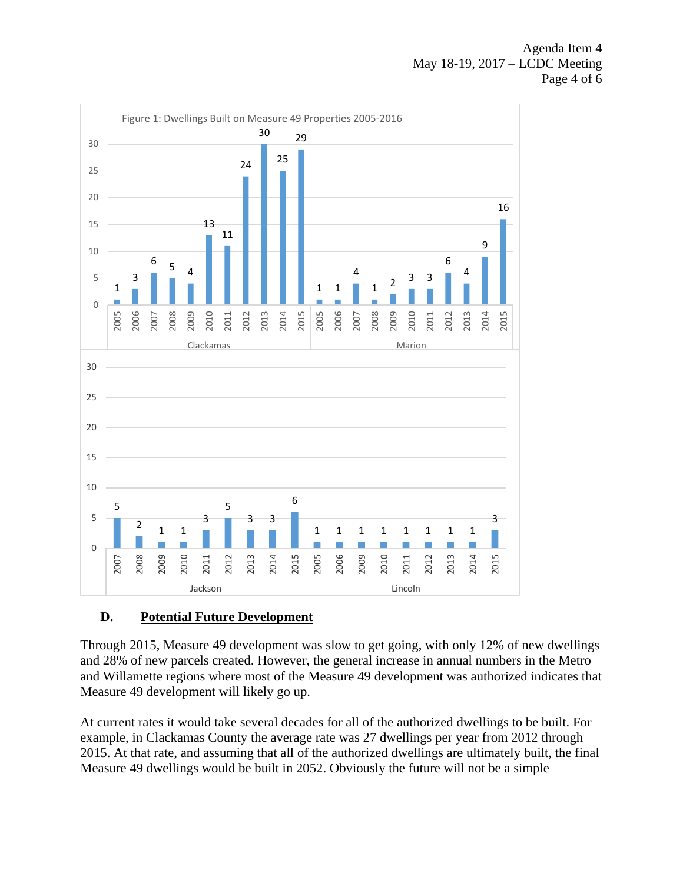Figure 1: Dwellings Built on Measure 49 Properties 2005-2016

| County | 2005 | 2006 | 2007 | 2008 | 2009 | 2010 | 2011 | 2012 | 2013 | 2014 | 2015 |
|---|---|---|---|---|---|---|---|---|---|---|---|
| Clackamas | 1 | 3 | 6 | 5 | 4 | 13 | 11 | 24 | 30 | 25 | 29 |
| Marion | 1 | 1 | 4 | 1 | 2 | 3 | 3 | 6 | 4 | 9 | 16 |
| Jackson | | | 5 | 2 | 1 | 1 | 3 | 5 | 3 | 3 | 6 |
| Lincoln | 1 | 1 | | | 1 | 1 | 1 | 1 | 1 | 1 | 3 |

### D. **Potential Future Development**

Through 2015, Measure 49 development was slow to get going, with only 12% of new dwellings and 28% of new parcels created. However, the general increase in annual numbers in the Metro and Willamette regions where most of the Measure 49 development was authorized indicates that Measure 49 development will likely go up.

At current rates it would take several decades for all of the authorized dwellings to be built. For example, in Clackamas County the average rate was 27 dwellings per year from 2012 through 2015. At that rate, and assuming that all of the authorized dwellings are ultimately built, the final Measure 49 dwellings would be built in 2052. Obviously the future will not be a simple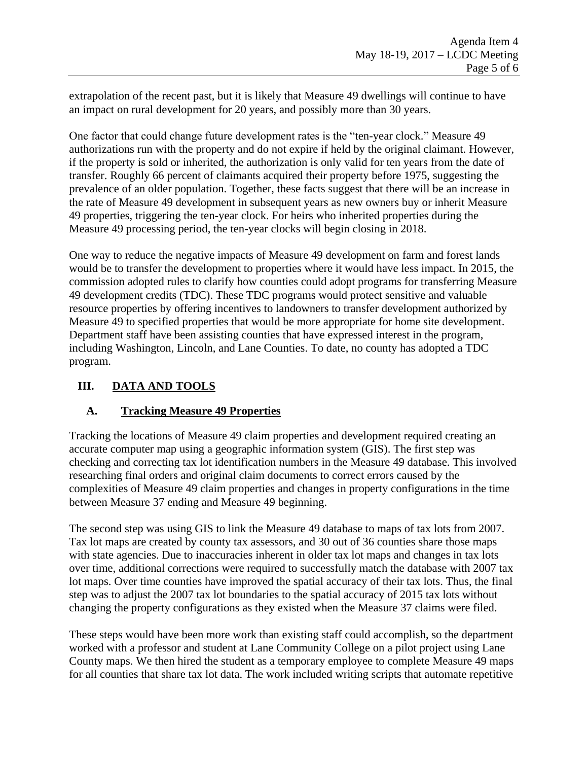extrapolation of the recent past, but it is likely that Measure 49 dwellings will continue to have an impact on rural development for 20 years, and possibly more than 30 years.

One factor that could change future development rates is the "ten-year clock." Measure 49 authorizations run with the property and do not expire if held by the original claimant. However, if the property is sold or inherited, the authorization is only valid for ten years from the date of transfer. Roughly 66 percent of claimants acquired their property before 1975, suggesting the prevalence of an older population. Together, these facts suggest that there will be an increase in the rate of Measure 49 development in subsequent years as new owners buy or inherit Measure 49 properties, triggering the ten-year clock. For heirs who inherited properties during the Measure 49 processing period, the ten-year clocks will begin closing in 2018.

One way to reduce the negative impacts of Measure 49 development on farm and forest lands would be to transfer the development to properties where it would have less impact. In 2015, the commission adopted rules to clarify how counties could adopt programs for transferring Measure 49 development credits (TDC). These TDC programs would protect sensitive and valuable resource properties by offering incentives to landowners to transfer development authorized by Measure 49 to specified properties that would be more appropriate for home site development. Department staff have been assisting counties that have expressed interest in the program, including Washington, Lincoln, and Lane Counties. To date, no county has adopted a TDC program.

## III. DATA AND TOOLS

### A. Tracking Measure 49 Properties

Tracking the locations of Measure 49 claim properties and development required creating an accurate computer map using a geographic information system (GIS). The first step was checking and correcting tax lot identification numbers in the Measure 49 database. This involved researching final orders and original claim documents to correct errors caused by the complexities of Measure 49 claim properties and changes in property configurations in the time between Measure 37 ending and Measure 49 beginning.

The second step was using GIS to link the Measure 49 database to maps of tax lots from 2007. Tax lot maps are created by county tax assessors, and 30 out of 36 counties share those maps with state agencies. Due to inaccuracies inherent in older tax lot maps and changes in tax lots over time, additional corrections were required to successfully match the database with 2007 tax lot maps. Over time counties have improved the spatial accuracy of their tax lots. Thus, the final step was to adjust the 2007 tax lot boundaries to the spatial accuracy of 2015 tax lots without changing the property configurations as they existed when the Measure 37 claims were filed.

These steps would have been more work than existing staff could accomplish, so the department worked with a professor and student at Lane Community College on a pilot project using Lane County maps. We then hired the student as a temporary employee to complete Measure 49 maps for all counties that share tax lot data. The work included writing scripts that automate repetitive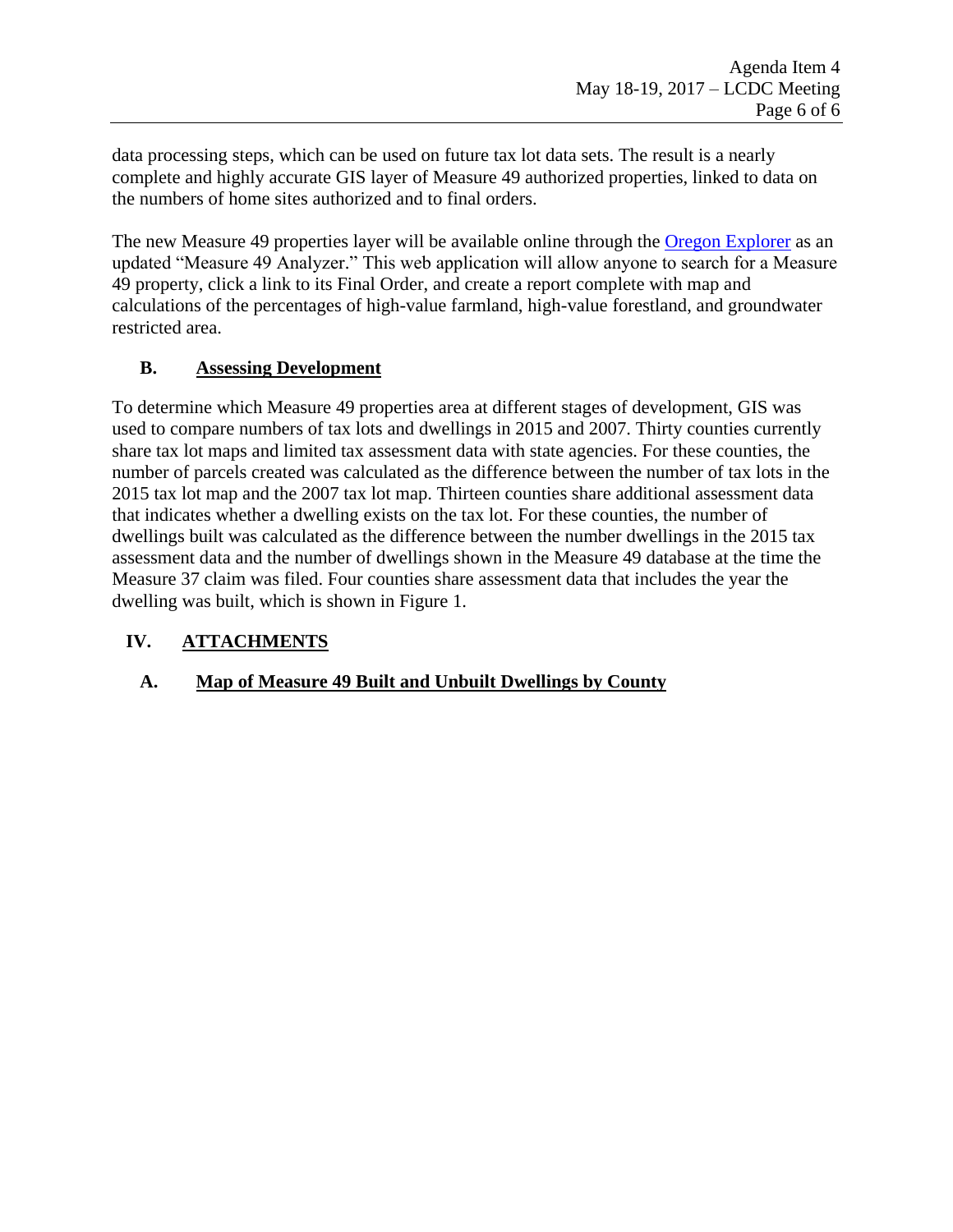data processing steps, which can be used on future tax lot data sets. The result is a nearly complete and highly accurate GIS layer of Measure 49 authorized properties, linked to data on the numbers of home sites authorized and to final orders.

The new Measure 49 properties layer will be available online through the [Oregon Explorer](Oregon Explorer) as an updated "Measure 49 Analyzer." This web application will allow anyone to search for a Measure 49 property, click a link to its Final Order, and create a report complete with map and calculations of the percentages of high-value farmland, high-value forestland, and groundwater restricted area.

### B. Assessing Development

To determine which Measure 49 properties area at different stages of development, GIS was used to compare numbers of tax lots and dwellings in 2015 and 2007. Thirty counties currently share tax lot maps and limited tax assessment data with state agencies. For these counties, the number of parcels created was calculated as the difference between the number of tax lots in the 2015 tax lot map and the 2007 tax lot map. Thirteen counties share additional assessment data that indicates whether a dwelling exists on the tax lot. For these counties, the number of dwellings built was calculated as the difference between the number dwellings in the 2015 tax assessment data and the number of dwellings shown in the Measure 49 database at the time the Measure 37 claim was filed. Four counties share assessment data that includes the year the dwelling was built, which is shown in Figure 1.

## IV. ATTACHMENTS

### A. Map of Measure 49 Built and Unbuilt Dwellings by County